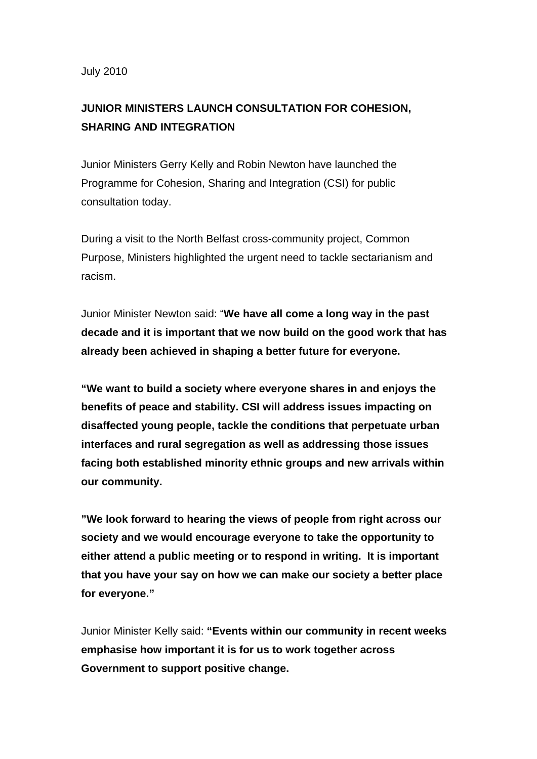July 2010

**JUNIOR MINISTERS LAUNCH CONSULTATION FOR COHESION, SHARING AND INTEGRATION**

Junior Ministers Gerry Kelly and Robin Newton have launched the Programme for Cohesion, Sharing and Integration (CSI) for public consultation today.

During a visit to the North Belfast cross-community project, Common Purpose, Ministers highlighted the urgent need to tackle sectarianism and racism.

Junior Minister Newton said: "**We have all come a long way in the past decade and it is important that we now build on the good work that has already been achieved in shaping a better future for everyone.**

**"We want to build a society where everyone shares in and enjoys the benefits of peace and stability. CSI will address issues impacting on disaffected young people, tackle the conditions that perpetuate urban interfaces and rural segregation as well as addressing those issues facing both established minority ethnic groups and new arrivals within our community.**

**"We look forward to hearing the views of people from right across our society and we would encourage everyone to take the opportunity to either attend a public meeting or to respond in writing. It is important that you have your say on how we can make our society a better place for everyone."**

Junior Minister Kelly said: **"Events within our community in recent weeks emphasise how important it is for us to work together across Government to support positive change.**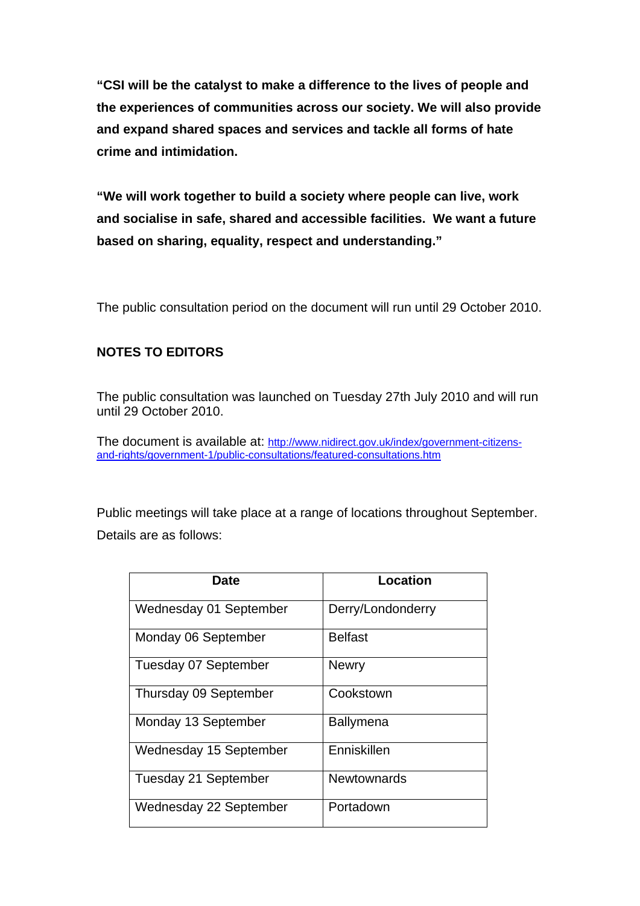**"CSI will be the catalyst to make a difference to the lives of people and the experiences of communities across our society. We will also provide and expand shared spaces and services and tackle all forms of hate crime and intimidation.**

**"We will work together to build a society where people can live, work and socialise in safe, shared and accessible facilities. We want a future based on sharing, equality, respect and understanding."**

The public consultation period on the document will run until 29 October 2010.

**NOTES TO EDITORS**

The public consultation was launched on Tuesday 27th July 2010 and will run until 29 October 2010.

The document is available at: http://www.nidirect.gov.uk/index/government-citizens-and-rights/government-1/public-consultations/featured-consultations.htm

Public meetings will take place at a range of locations throughout September. Details are as follows:

| Date | Location |
|---|---|
| Wednesday 01 September | Derry/Londonderry |
| Monday 06 September | Belfast |
| Tuesday 07 September | Newry |
| Thursday 09 September | Cookstown |
| Monday 13 September | Ballymena |
| Wednesday 15 September | Enniskillen |
| Tuesday 21 September | Newtownards |
| Wednesday 22 September | Portadown |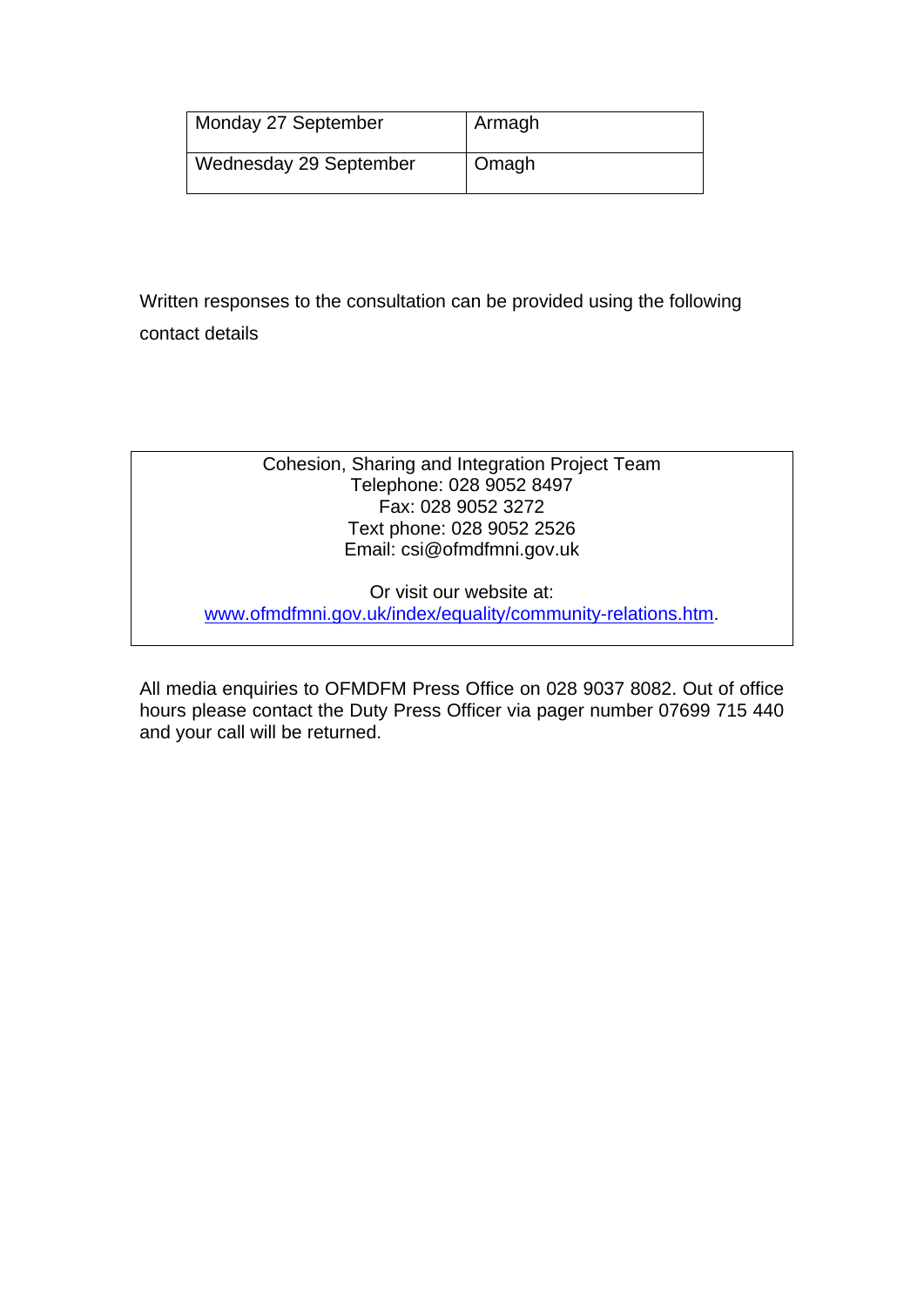| | |
|---|---|
| Monday 27 September | Armagh |
| Wednesday 29 September | Omagh |

Written responses to the consultation can be provided using the following contact details

Cohesion, Sharing and Integration Project Team
Telephone: 028 9052 8497
Fax: 028 9052 3272
Text phone: 028 9052 2526
Email: csi@ofmdfmni.gov.uk

Or visit our website at:
www.ofmdfmni.gov.uk/index/equality/community-relations.htm.

All media enquiries to OFMDFM Press Office on 028 9037 8082. Out of office hours please contact the Duty Press Officer via pager number 07699 715 440 and your call will be returned.